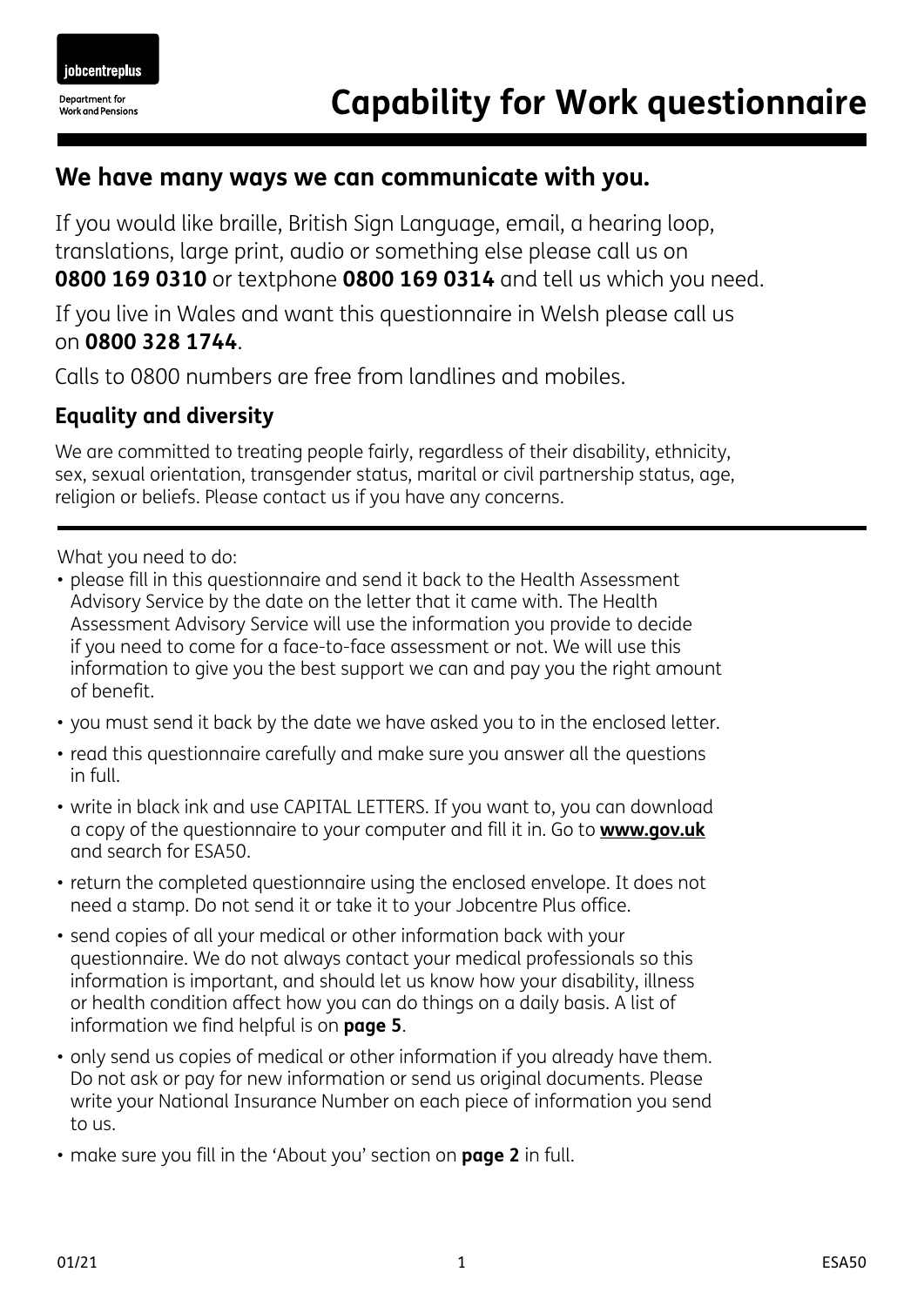jobcentreplus

Department for Work and Pensions

# Capability for Work questionnaire

## We have many ways we can communicate with you.

If you would like braille, British Sign Language, email, a hearing loop, translations, large print, audio or something else please call us on **0800 169 0310** or textphone **0800 169 0314** and tell us which you need.

If you live in Wales and want this questionnaire in Welsh please call us on **0800 328 1744**.

Calls to 0800 numbers are free from landlines and mobiles.

### Equality and diversity

We are committed to treating people fairly, regardless of their disability, ethnicity, sex, sexual orientation, transgender status, marital or civil partnership status, age, religion or beliefs. Please contact us if you have any concerns.

What you need to do:

- please fill in this questionnaire and send it back to the Health Assessment Advisory Service by the date on the letter that it came with. The Health Assessment Advisory Service will use the information you provide to decide if you need to come for a face-to-face assessment or not. We will use this information to give you the best support we can and pay you the right amount of benefit.
- you must send it back by the date we have asked you to in the enclosed letter.
- read this questionnaire carefully and make sure you answer all the questions in full.
- write in black ink and use CAPITAL LETTERS. If you want to, you can download a copy of the questionnaire to your computer and fill it in. Go to **www.gov.uk** and search for ESA50.
- return the completed questionnaire using the enclosed envelope. It does not need a stamp. Do not send it or take it to your Jobcentre Plus office.
- send copies of all your medical or other information back with your questionnaire. We do not always contact your medical professionals so this information is important, and should let us know how your disability, illness or health condition affect how you can do things on a daily basis. A list of information we find helpful is on **page 5**.
- only send us copies of medical or other information if you already have them. Do not ask or pay for new information or send us original documents. Please write your National Insurance Number on each piece of information you send to us.
- make sure you fill in the 'About you' section on **page 2** in full.

01/21 ESA50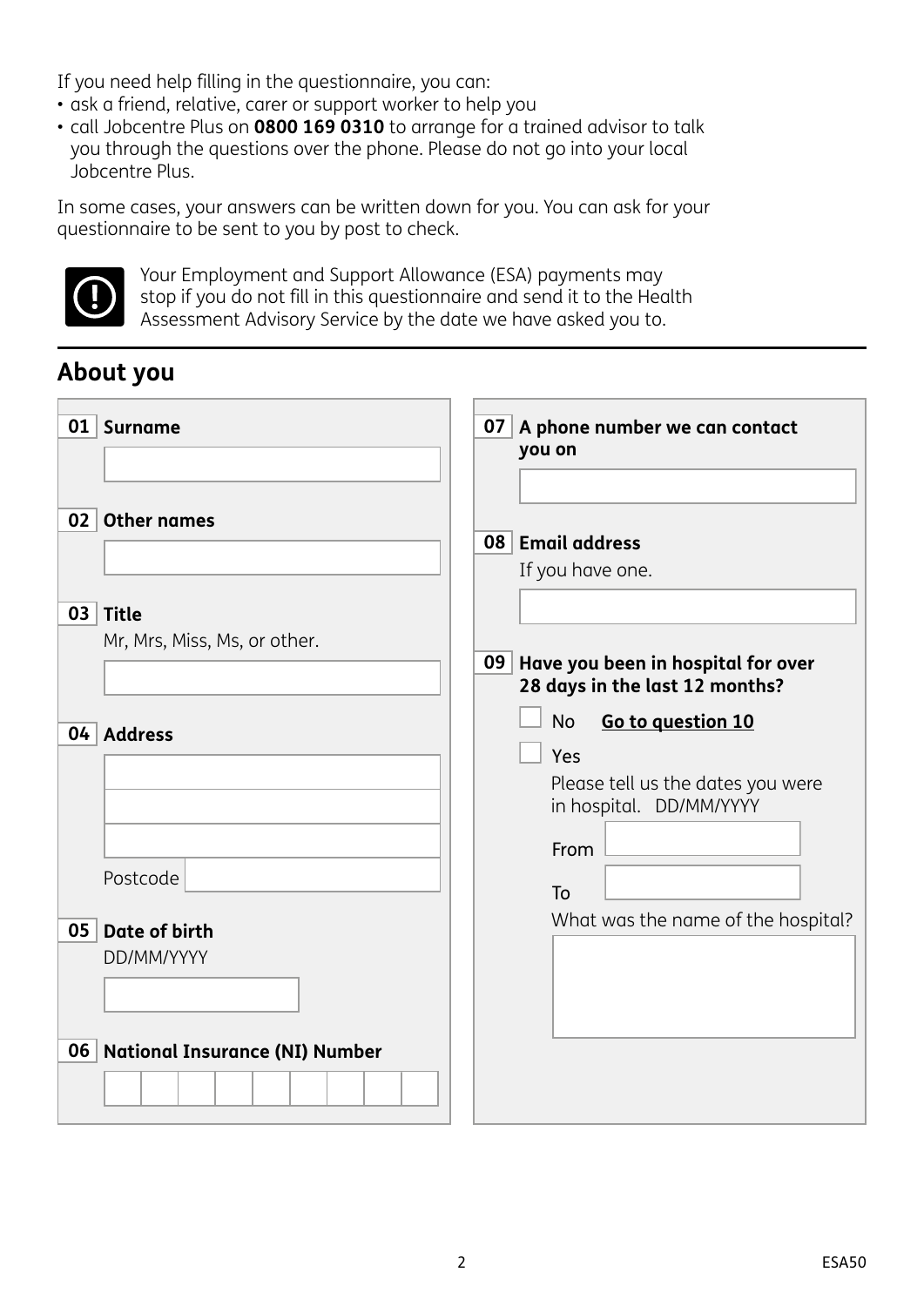If you need help filling in the questionnaire, you can:

- ask a friend, relative, carer or support worker to help you
- call Jobcentre Plus on **0800 169 0310** to arrange for a trained advisor to talk you through the questions over the phone. Please do not go into your local Jobcentre Plus.

In some cases, your answers can be written down for you. You can ask for your questionnaire to be sent to you by post to check.

Your Employment and Support Allowance (ESA) payments may stop if you do not fill in this questionnaire and send it to the Health Assessment Advisory Service by the date we have asked you to.

## About you

**01 Surname**

**02 Other names**

**03 Title**
Mr, Mrs, Miss, Ms, or other.

**04 Address**

Postcode

**05 Date of birth**
DD/MM/YYYY

**06 National Insurance (NI) Number**

**07 A phone number we can contact you on**

**08 Email address**
If you have one.

**09 Have you been in hospital for over 28 days in the last 12 months?**

- [ ] No **Go to question 10**
- [ ] Yes

Please tell us the dates you were in hospital. DD/MM/YYYY

From

To

What was the name of the hospital?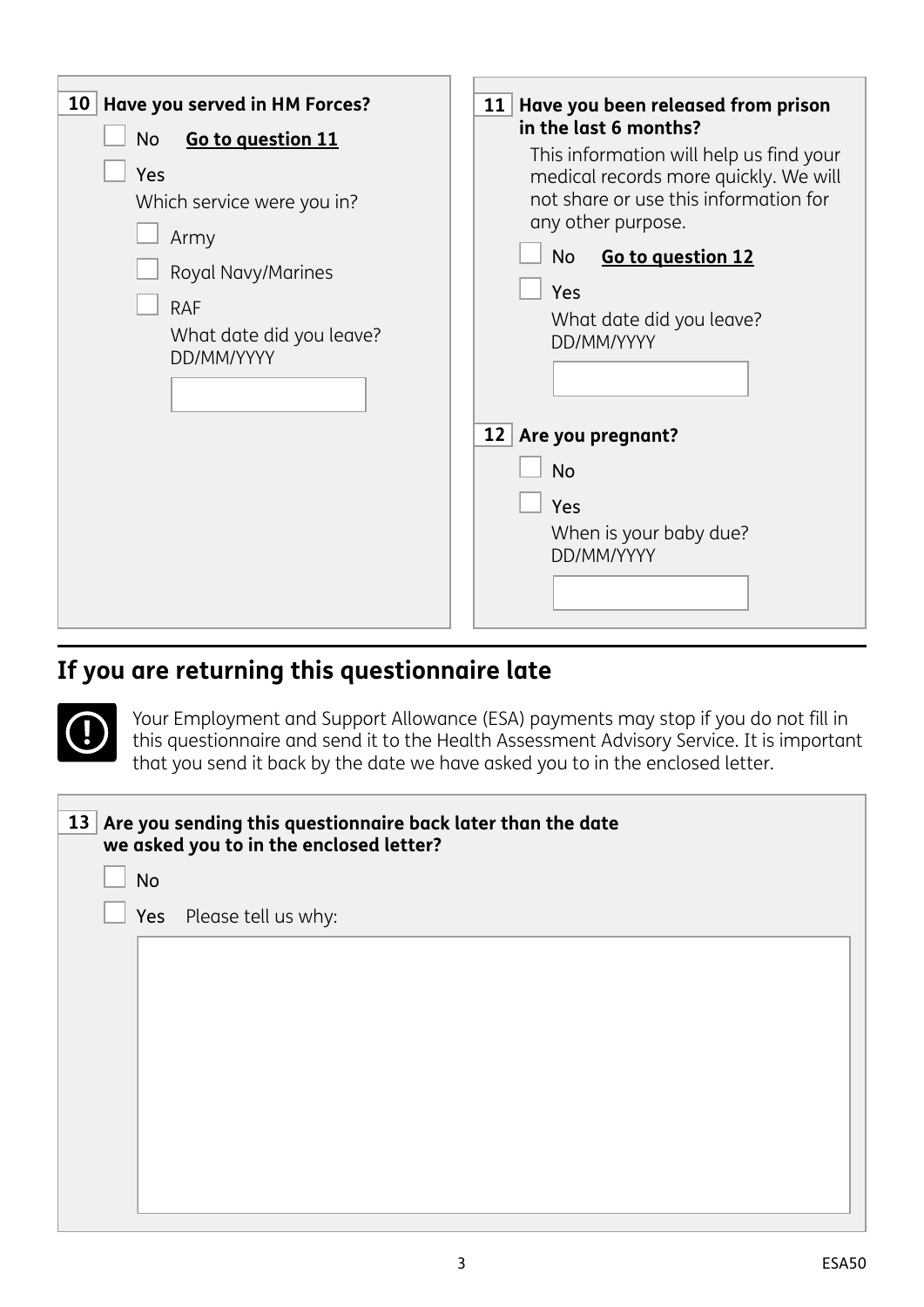**10 Have you served in HM Forces?**

- [ ] No **Go to question 11**
- [ ] Yes

  Which service were you in?

  - [ ] Army
  - [ ] Royal Navy/Marines
  - [ ] RAF

  What date did you leave?
  DD/MM/YYYY

**11 Have you been released from prison in the last 6 months?**

This information will help us find your medical records more quickly. We will not share or use this information for any other purpose.

- [ ] No **Go to question 12**
- [ ] Yes

  What date did you leave?
  DD/MM/YYYY

**12 Are you pregnant?**

- [ ] No
- [ ] Yes

  When is your baby due?
  DD/MM/YYYY

## If you are returning this questionnaire late

Your Employment and Support Allowance (ESA) payments may stop if you do not fill in this questionnaire and send it to the Health Assessment Advisory Service. It is important that you send it back by the date we have asked you to in the enclosed letter.

**13 Are you sending this questionnaire back later than the date we asked you to in the enclosed letter?**

- [ ] No
- [ ] Yes Please tell us why: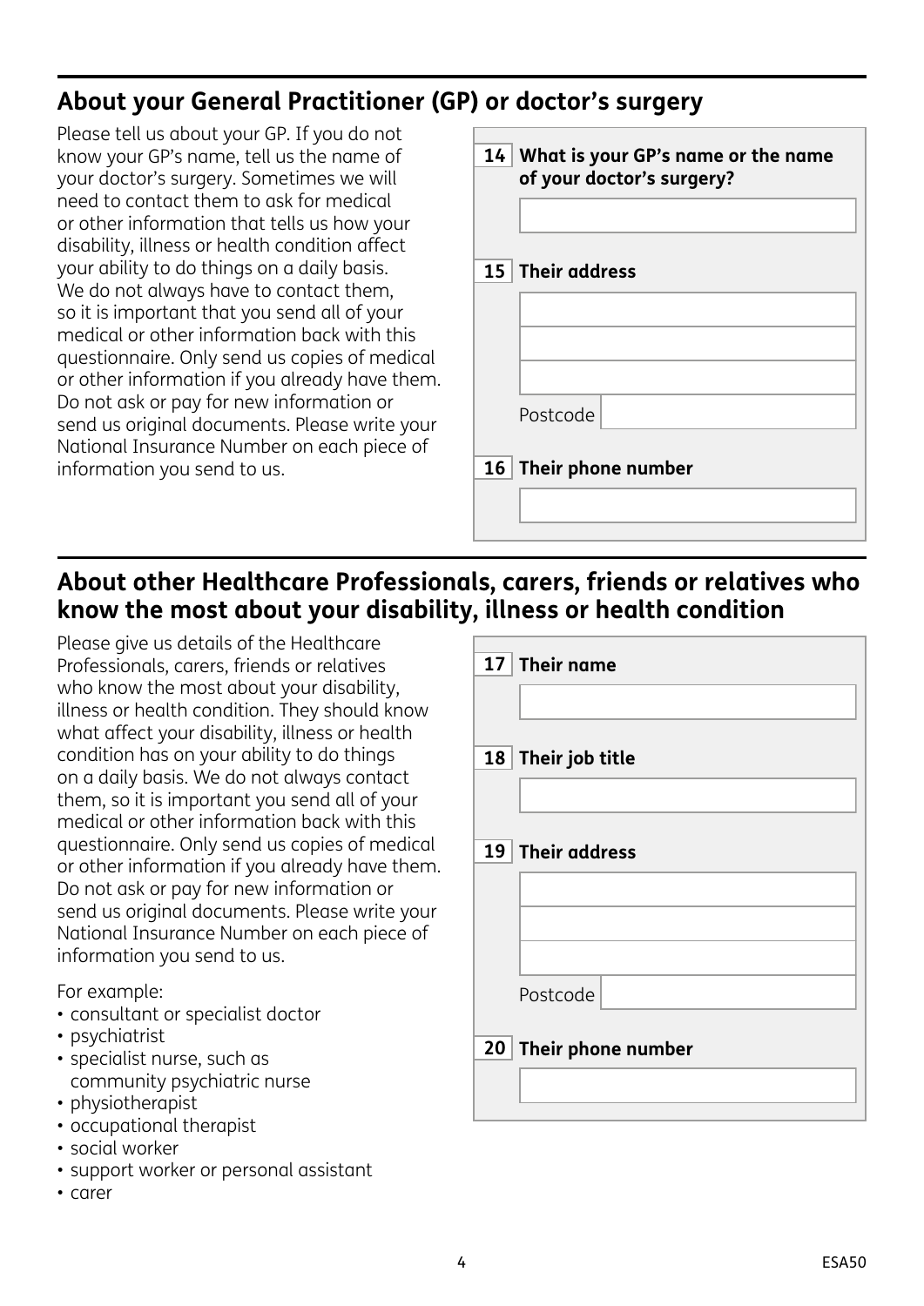## About your General Practitioner (GP) or doctor's surgery

Please tell us about your GP. If you do not know your GP's name, tell us the name of your doctor's surgery. Sometimes we will need to contact them to ask for medical or other information that tells us how your disability, illness or health condition affect your ability to do things on a daily basis. We do not always have to contact them, so it is important that you send all of your medical or other information back with this questionnaire. Only send us copies of medical or other information if you already have them. Do not ask or pay for new information or send us original documents. Please write your National Insurance Number on each piece of information you send to us.

**14 What is your GP's name or the name of your doctor's surgery?**

**15 Their address**

Postcode

**16 Their phone number**

## About other Healthcare Professionals, carers, friends or relatives who know the most about your disability, illness or health condition

Please give us details of the Healthcare Professionals, carers, friends or relatives who know the most about your disability, illness or health condition. They should know what affect your disability, illness or health condition has on your ability to do things on a daily basis. We do not always contact them, so it is important you send all of your medical or other information back with this questionnaire. Only send us copies of medical or other information if you already have them. Do not ask or pay for new information or send us original documents. Please write your National Insurance Number on each piece of information you send to us.

For example:

- consultant or specialist doctor
- psychiatrist
- specialist nurse, such as community psychiatric nurse
- physiotherapist
- occupational therapist
- social worker
- support worker or personal assistant
- carer

**17 Their name**

**18 Their job title**

**19 Their address**

Postcode

**20 Their phone number**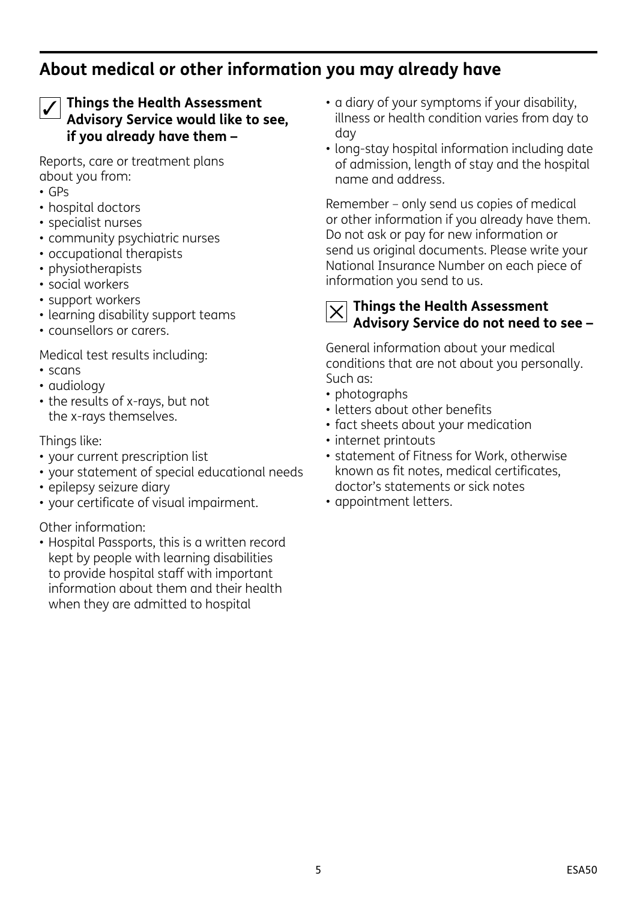## About medical or other information you may already have

### ✓ Things the Health Assessment Advisory Service would like to see, if you already have them –

Reports, care or treatment plans about you from:

- GPs
- hospital doctors
- specialist nurses
- community psychiatric nurses
- occupational therapists
- physiotherapists
- social workers
- support workers
- learning disability support teams
- counsellors or carers.

Medical test results including:

- scans
- audiology
- the results of x-rays, but not the x-rays themselves.

Things like:

- your current prescription list
- your statement of special educational needs
- epilepsy seizure diary
- your certificate of visual impairment.

Other information:

- Hospital Passports, this is a written record kept by people with learning disabilities to provide hospital staff with important information about them and their health when they are admitted to hospital
- a diary of your symptoms if your disability, illness or health condition varies from day to day
- long-stay hospital information including date of admission, length of stay and the hospital name and address.

Remember – only send us copies of medical or other information if you already have them. Do not ask or pay for new information or send us original documents. Please write your National Insurance Number on each piece of information you send to us.

### ✗ Things the Health Assessment Advisory Service do not need to see –

General information about your medical conditions that are not about you personally. Such as:

- photographs
- letters about other benefits
- fact sheets about your medication
- internet printouts
- statement of Fitness for Work, otherwise known as fit notes, medical certificates, doctor's statements or sick notes
- appointment letters.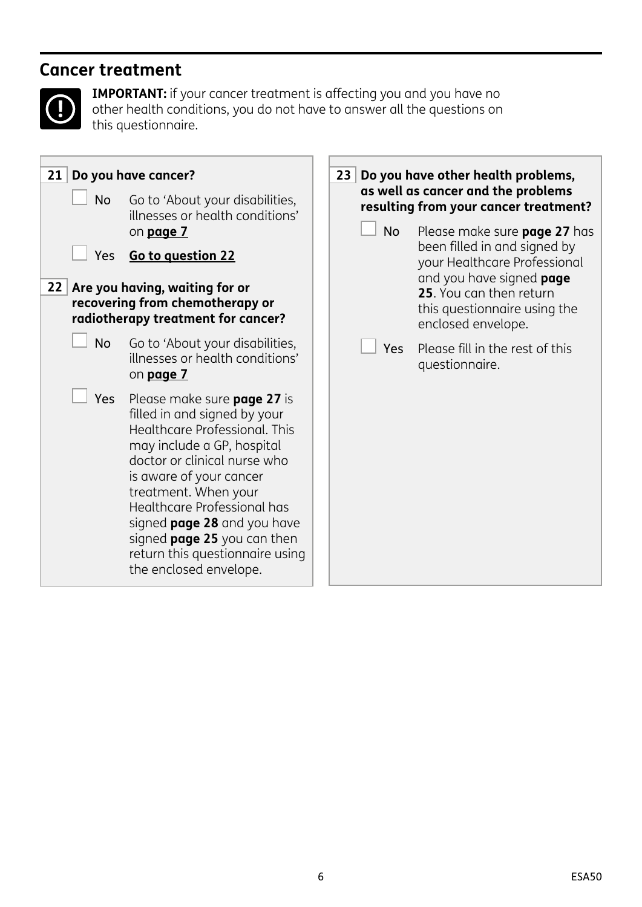## Cancer treatment

**IMPORTANT:** if your cancer treatment is affecting you and you have no other health conditions, you do not have to answer all the questions on this questionnaire.

**21 Do you have cancer?**

☐ No — Go to 'About your disabilities, illnesses or health conditions' on **page 7**

☐ Yes — **Go to question 22**

**22 Are you having, waiting for or recovering from chemotherapy or radiotherapy treatment for cancer?**

☐ No — Go to 'About your disabilities, illnesses or health conditions' on **page 7**

☐ Yes — Please make sure **page 27** is filled in and signed by your Healthcare Professional. This may include a GP, hospital doctor or clinical nurse who is aware of your cancer treatment. When your Healthcare Professional has signed **page 28** and you have signed **page 25** you can then return this questionnaire using the enclosed envelope.

**23 Do you have other health problems, as well as cancer and the problems resulting from your cancer treatment?**

☐ No — Please make sure **page 27** has been filled in and signed by your Healthcare Professional and you have signed **page 25**. You can then return this questionnaire using the enclosed envelope.

☐ Yes — Please fill in the rest of this questionnaire.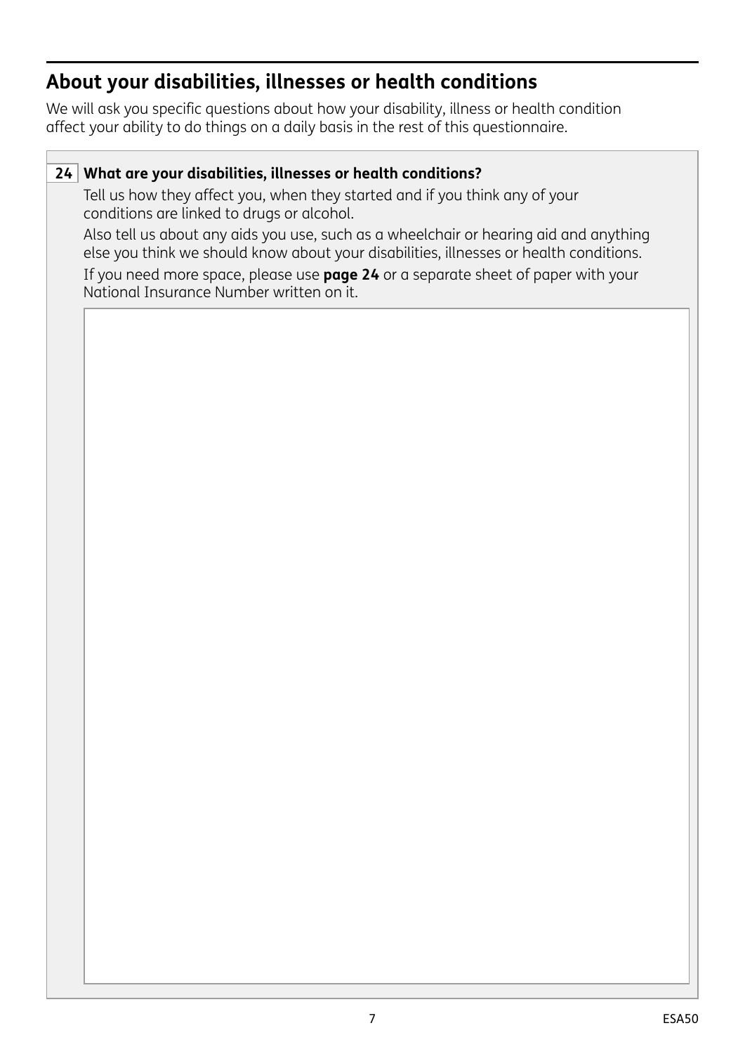## About your disabilities, illnesses or health conditions

We will ask you specific questions about how your disability, illness or health condition affect your ability to do things on a daily basis in the rest of this questionnaire.

**24 What are your disabilities, illnesses or health conditions?**

Tell us how they affect you, when they started and if you think any of your conditions are linked to drugs or alcohol.

Also tell us about any aids you use, such as a wheelchair or hearing aid and anything else you think we should know about your disabilities, illnesses or health conditions.

If you need more space, please use **page 24** or a separate sheet of paper with your National Insurance Number written on it.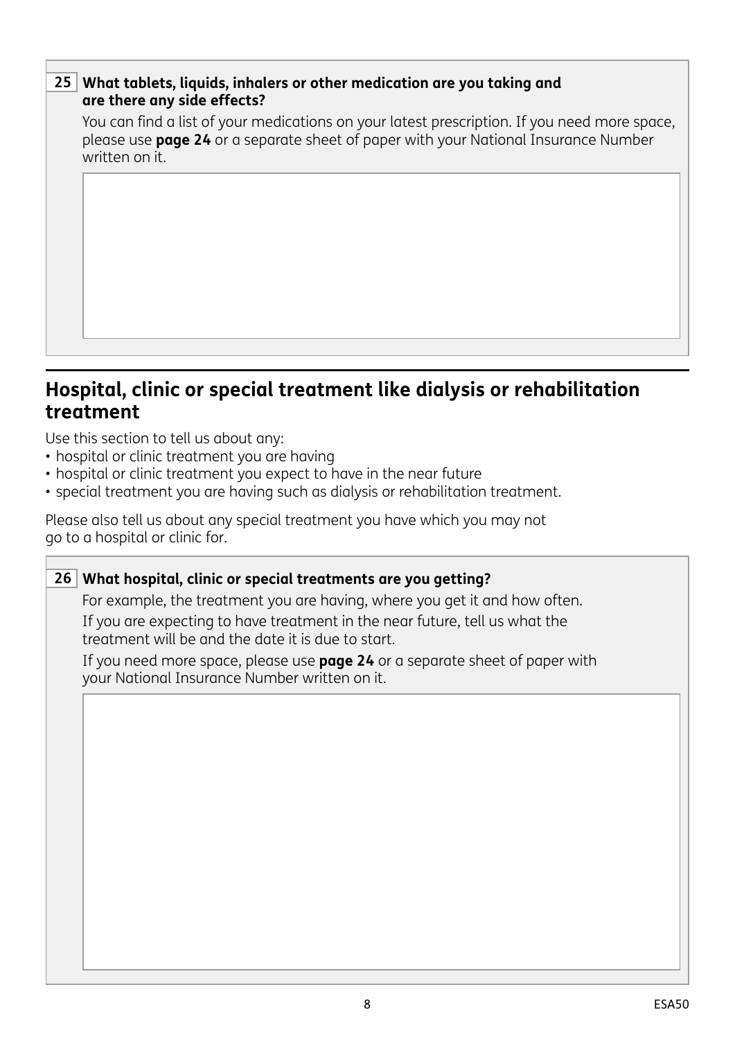**25 What tablets, liquids, inhalers or other medication are you taking and are there any side effects?**

You can find a list of your medications on your latest prescription. If you need more space, please use **page 24** or a separate sheet of paper with your National Insurance Number written on it.

## Hospital, clinic or special treatment like dialysis or rehabilitation treatment

Use this section to tell us about any:

- hospital or clinic treatment you are having
- hospital or clinic treatment you expect to have in the near future
- special treatment you are having such as dialysis or rehabilitation treatment.

Please also tell us about any special treatment you have which you may not go to a hospital or clinic for.

**26 What hospital, clinic or special treatments are you getting?**

For example, the treatment you are having, where you get it and how often.

If you are expecting to have treatment in the near future, tell us what the treatment will be and the date it is due to start.

If you need more space, please use **page 24** or a separate sheet of paper with your National Insurance Number written on it.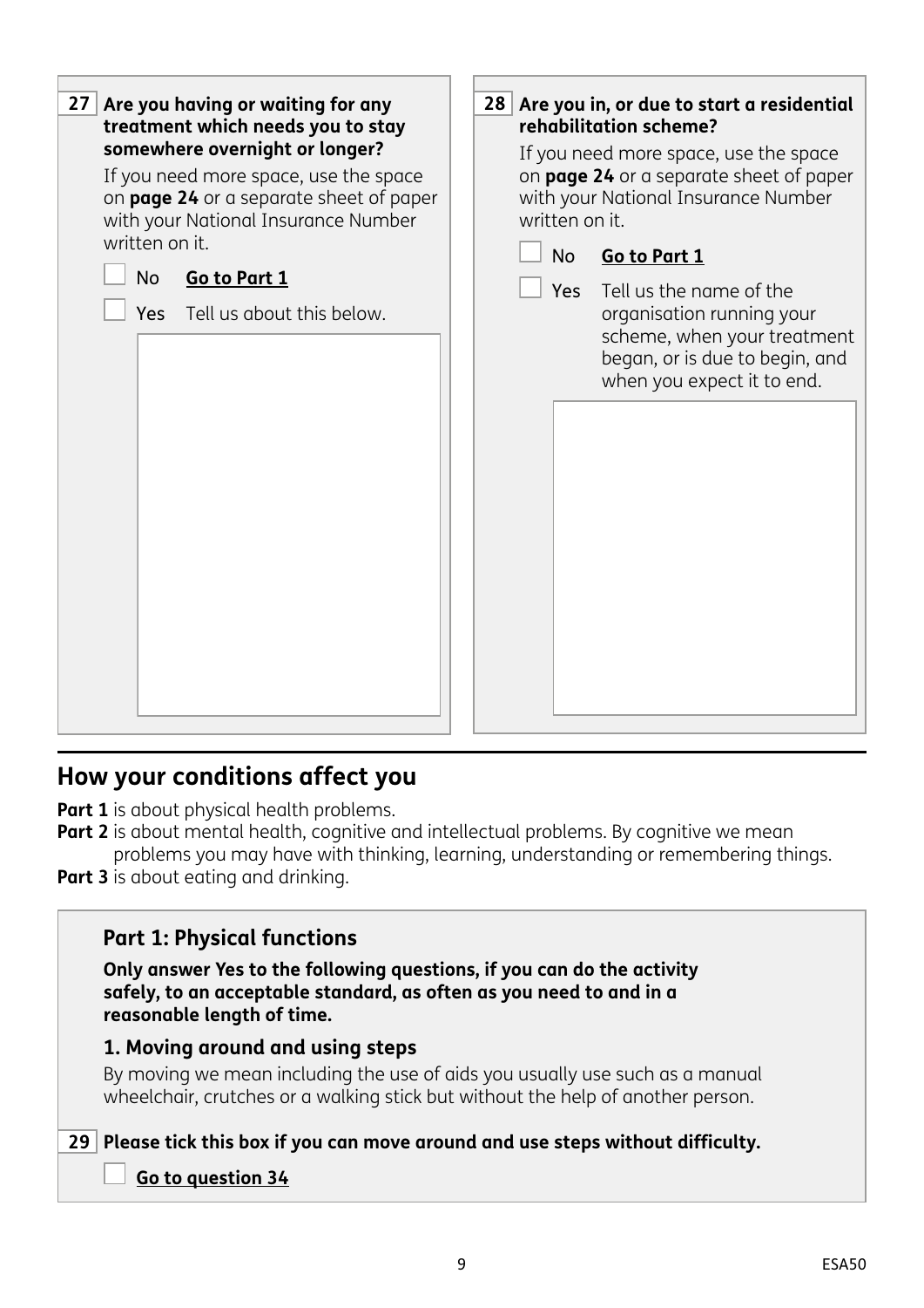**27 Are you having or waiting for any treatment which needs you to stay somewhere overnight or longer?**

If you need more space, use the space on **page 24** or a separate sheet of paper with your National Insurance Number written on it.

☐ No **Go to Part 1**

☐ Yes Tell us about this below.

**28 Are you in, or due to start a residential rehabilitation scheme?**

If you need more space, use the space on **page 24** or a separate sheet of paper with your National Insurance Number written on it.

☐ No **Go to Part 1**

☐ Yes Tell us the name of the organisation running your scheme, when your treatment began, or is due to begin, and when you expect it to end.

## How your conditions affect you

**Part 1** is about physical health problems.

**Part 2** is about mental health, cognitive and intellectual problems. By cognitive we mean problems you may have with thinking, learning, understanding or remembering things.

**Part 3** is about eating and drinking.

### Part 1: Physical functions

**Only answer Yes to the following questions, if you can do the activity safely, to an acceptable standard, as often as you need to and in a reasonable length of time.**

#### 1. Moving around and using steps

By moving we mean including the use of aids you usually use such as a manual wheelchair, crutches or a walking stick but without the help of another person.

**29 Please tick this box if you can move around and use steps without difficulty.**

☐ **Go to question 34**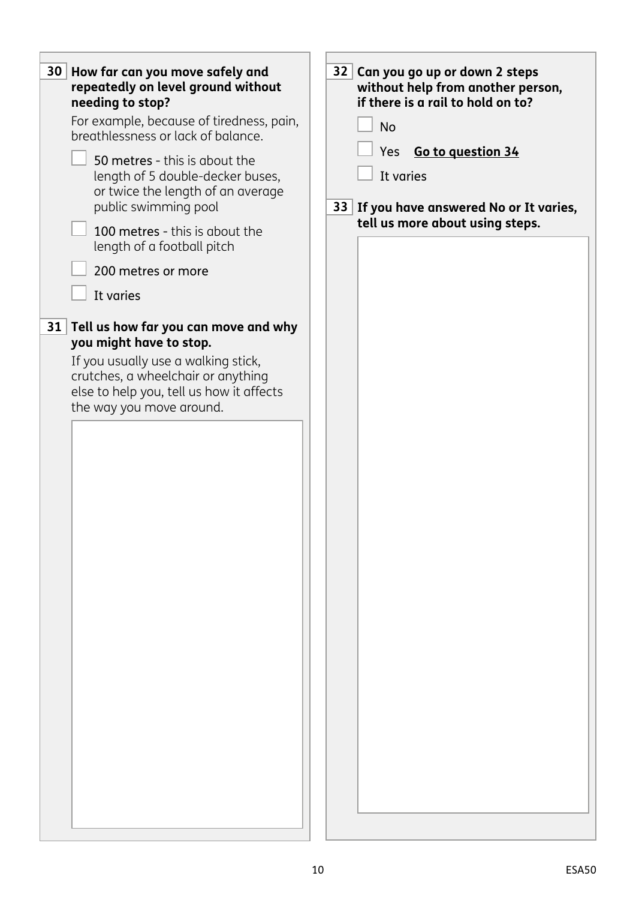**30 How far can you move safely and repeatedly on level ground without needing to stop?**

For example, because of tiredness, pain, breathlessness or lack of balance.

- ☐ **50 metres** - this is about the length of 5 double-decker buses, or twice the length of an average public swimming pool
- ☐ **100 metres** - this is about the length of a football pitch
- ☐ 200 metres or more
- ☐ It varies

**31 Tell us how far you can move and why you might have to stop.**

If you usually use a walking stick, crutches, a wheelchair or anything else to help you, tell us how it affects the way you move around.

**32 Can you go up or down 2 steps without help from another person, if there is a rail to hold on to?**

- ☐ No
- ☐ Yes **Go to question 34**
- ☐ It varies

**33 If you have answered No or It varies, tell us more about using steps.**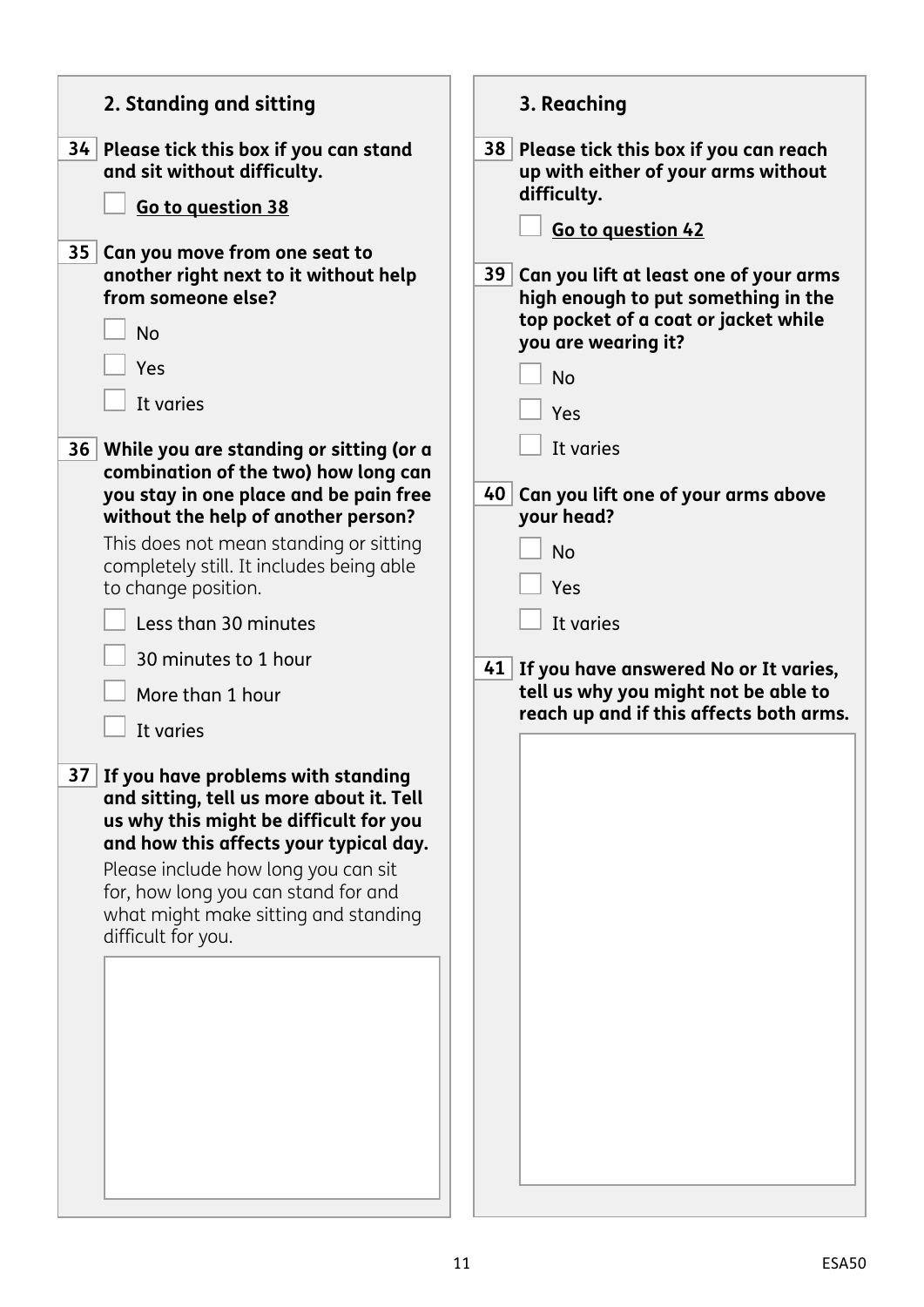## 2. Standing and sitting

**34 Please tick this box if you can stand and sit without difficulty.**

- [ ] **Go to question 38**

**35 Can you move from one seat to another right next to it without help from someone else?**

- [ ] No
- [ ] Yes
- [ ] It varies

**36 While you are standing or sitting (or a combination of the two) how long can you stay in one place and be pain free without the help of another person?**

This does not mean standing or sitting completely still. It includes being able to change position.

- [ ] Less than 30 minutes
- [ ] 30 minutes to 1 hour
- [ ] More than 1 hour
- [ ] It varies

**37 If you have problems with standing and sitting, tell us more about it. Tell us why this might be difficult for you and how this affects your typical day.**

Please include how long you can sit for, how long you can stand for and what might make sitting and standing difficult for you.

## 3. Reaching

**38 Please tick this box if you can reach up with either of your arms without difficulty.**

- [ ] **Go to question 42**

**39 Can you lift at least one of your arms high enough to put something in the top pocket of a coat or jacket while you are wearing it?**

- [ ] No
- [ ] Yes
- [ ] It varies

**40 Can you lift one of your arms above your head?**

- [ ] No
- [ ] Yes
- [ ] It varies

**41 If you have answered No or It varies, tell us why you might not be able to reach up and if this affects both arms.**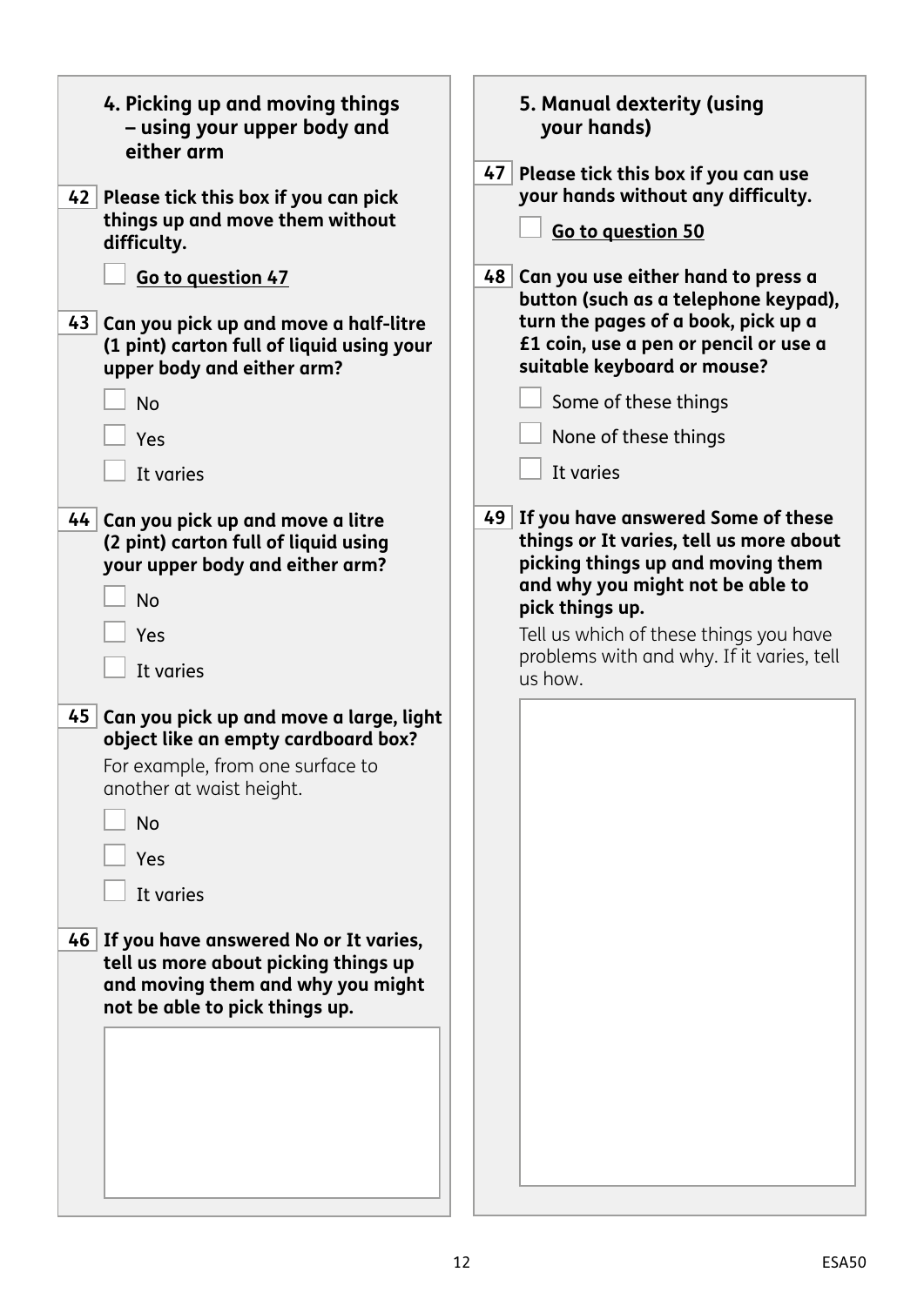## 4. Picking up and moving things – using your upper body and either arm

**42** **Please tick this box if you can pick things up and move them without difficulty.**

☐ **Go to question 47**

**43** **Can you pick up and move a half-litre (1 pint) carton full of liquid using your upper body and either arm?**

☐ No

☐ Yes

☐ It varies

**44** **Can you pick up and move a litre (2 pint) carton full of liquid using your upper body and either arm?**

☐ No

☐ Yes

☐ It varies

**45** **Can you pick up and move a large, light object like an empty cardboard box?**

For example, from one surface to another at waist height.

☐ No

☐ Yes

☐ It varies

**46** **If you have answered No or It varies, tell us more about picking things up and moving them and why you might not be able to pick things up.**

## 5. Manual dexterity (using your hands)

**47** **Please tick this box if you can use your hands without any difficulty.**

☐ **Go to question 50**

**48** **Can you use either hand to press a button (such as a telephone keypad), turn the pages of a book, pick up a £1 coin, use a pen or pencil or use a suitable keyboard or mouse?**

☐ Some of these things

☐ None of these things

☐ It varies

**49** **If you have answered Some of these things or It varies, tell us more about picking things up and moving them and why you might not be able to pick things up.**

Tell us which of these things you have problems with and why. If it varies, tell us how.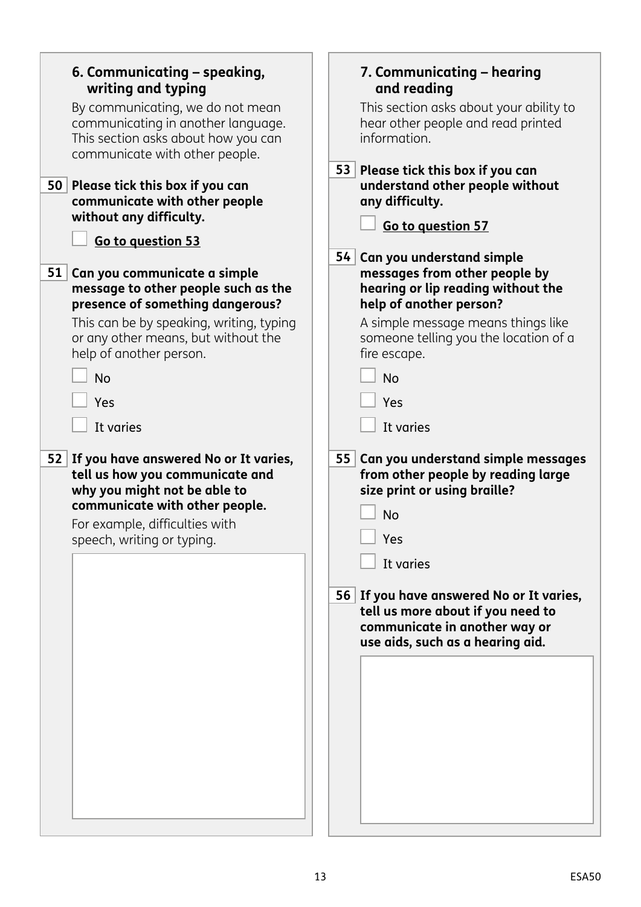## 6. Communicating – speaking, writing and typing

By communicating, we do not mean communicating in another language. This section asks about how you can communicate with other people.

**50 Please tick this box if you can communicate with other people without any difficulty.**

☐ **Go to question 53**

**51 Can you communicate a simple message to other people such as the presence of something dangerous?**

This can be by speaking, writing, typing or any other means, but without the help of another person.

☐ No

☐ Yes

☐ It varies

**52 If you have answered No or It varies, tell us how you communicate and why you might not be able to communicate with other people.**

For example, difficulties with speech, writing or typing.

## 7. Communicating – hearing and reading

This section asks about your ability to hear other people and read printed information.

**53 Please tick this box if you can understand other people without any difficulty.**

☐ **Go to question 57**

**54 Can you understand simple messages from other people by hearing or lip reading without the help of another person?**

A simple message means things like someone telling you the location of a fire escape.

☐ No

☐ Yes

☐ It varies

**55 Can you understand simple messages from other people by reading large size print or using braille?**

☐ No

☐ Yes

☐ It varies

**56 If you have answered No or It varies, tell us more about if you need to communicate in another way or use aids, such as a hearing aid.**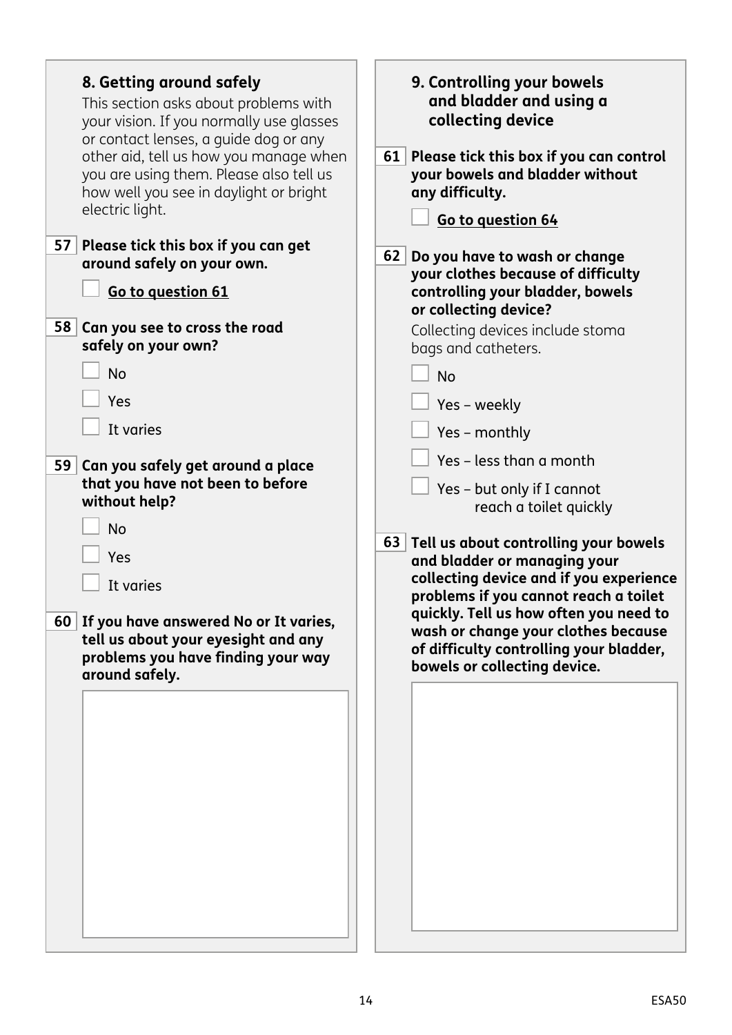## 8. Getting around safely

This section asks about problems with your vision. If you normally use glasses or contact lenses, a guide dog or any other aid, tell us how you manage when you are using them. Please also tell us how well you see in daylight or bright electric light.

**57 Please tick this box if you can get around safely on your own.**

☐ **Go to question 61**

**58 Can you see to cross the road safely on your own?**

☐ No

☐ Yes

☐ It varies

**59 Can you safely get around a place that you have not been to before without help?**

☐ No

☐ Yes

☐ It varies

**60 If you have answered No or It varies, tell us about your eyesight and any problems you have finding your way around safely.**

## 9. Controlling your bowels and bladder and using a collecting device

**61 Please tick this box if you can control your bowels and bladder without any difficulty.**

☐ **Go to question 64**

**62 Do you have to wash or change your clothes because of difficulty controlling your bladder, bowels or collecting device?**

Collecting devices include stoma bags and catheters.

☐ No

☐ Yes – weekly

☐ Yes – monthly

☐ Yes – less than a month

☐ Yes – but only if I cannot reach a toilet quickly

**63 Tell us about controlling your bowels and bladder or managing your collecting device and if you experience problems if you cannot reach a toilet quickly. Tell us how often you need to wash or change your clothes because of difficulty controlling your bladder, bowels or collecting device.**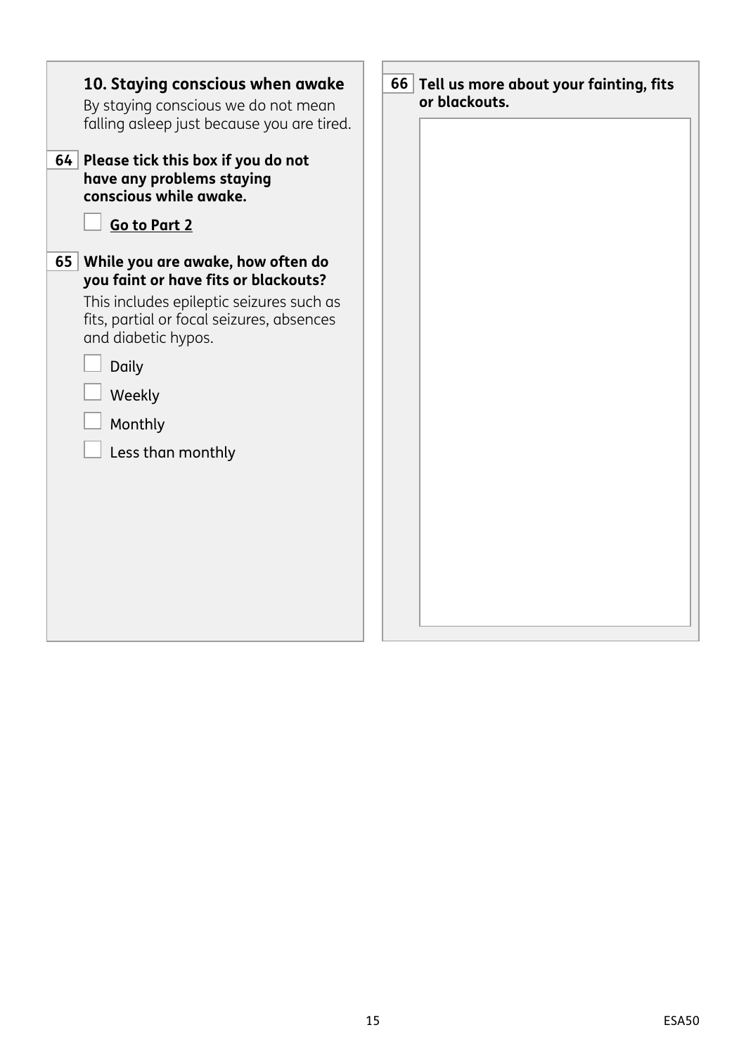## 10. Staying conscious when awake

By staying conscious we do not mean falling asleep just because you are tired.

**64** **Please tick this box if you do not have any problems staying conscious while awake.**

- [ ] **Go to Part 2**

**65** **While you are awake, how often do you faint or have fits or blackouts?**

This includes epileptic seizures such as fits, partial or focal seizures, absences and diabetic hypos.

- [ ] Daily
- [ ] Weekly
- [ ] Monthly
- [ ] Less than monthly

**66** **Tell us more about your fainting, fits or blackouts.**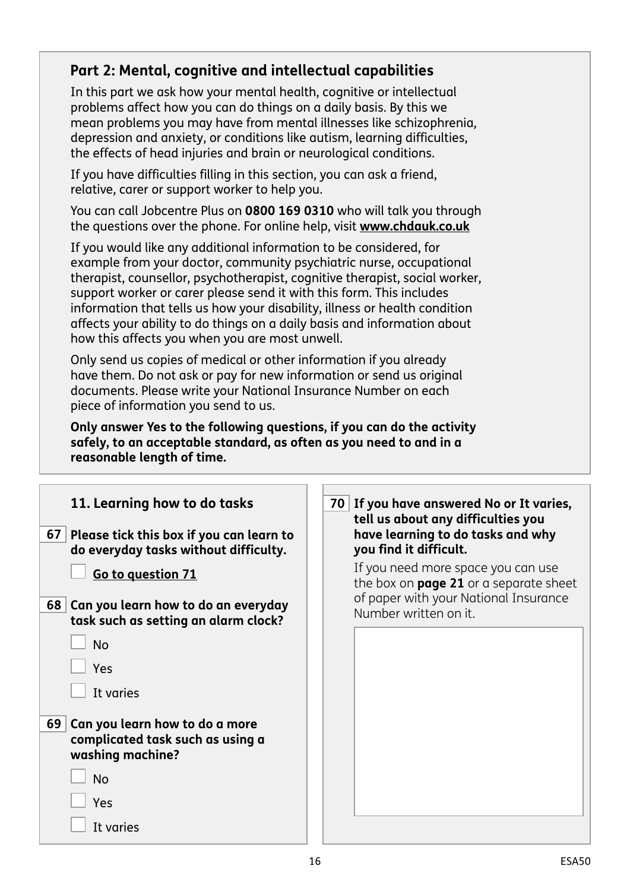## Part 2: Mental, cognitive and intellectual capabilities

In this part we ask how your mental health, cognitive or intellectual problems affect how you can do things on a daily basis. By this we mean problems you may have from mental illnesses like schizophrenia, depression and anxiety, or conditions like autism, learning difficulties, the effects of head injuries and brain or neurological conditions.

If you have difficulties filling in this section, you can ask a friend, relative, carer or support worker to help you.

You can call Jobcentre Plus on **0800 169 0310** who will talk you through the questions over the phone. For online help, visit **www.chdauk.co.uk**

If you would like any additional information to be considered, for example from your doctor, community psychiatric nurse, occupational therapist, counsellor, psychotherapist, cognitive therapist, social worker, support worker or carer please send it with this form. This includes information that tells us how your disability, illness or health condition affects your ability to do things on a daily basis and information about how this affects you when you are most unwell.

Only send us copies of medical or other information if you already have them. Do not ask or pay for new information or send us original documents. Please write your National Insurance Number on each piece of information you send to us.

**Only answer Yes to the following questions, if you can do the activity safely, to an acceptable standard, as often as you need to and in a reasonable length of time.**

### 11. Learning how to do tasks

**67 Please tick this box if you can learn to do everyday tasks without difficulty.**

☐ **Go to question 71**

**68 Can you learn how to do an everyday task such as setting an alarm clock?**

☐ No

☐ Yes

☐ It varies

**69 Can you learn how to do a more complicated task such as using a washing machine?**

☐ No

☐ Yes

☐ It varies

**70 If you have answered No or It varies, tell us about any difficulties you have learning to do tasks and why you find it difficult.**

If you need more space you can use the box on **page 21** or a separate sheet of paper with your National Insurance Number written on it.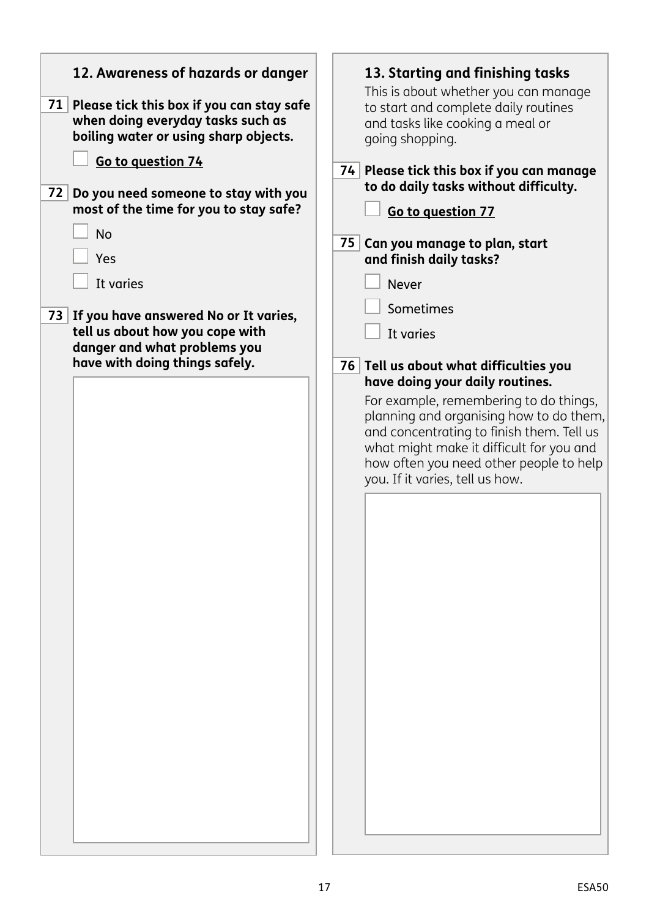## 12. Awareness of hazards or danger

**71 Please tick this box if you can stay safe when doing everyday tasks such as boiling water or using sharp objects.**

☐ **Go to question 74**

**72 Do you need someone to stay with you most of the time for you to stay safe?**

☐ No

☐ Yes

☐ It varies

**73 If you have answered No or It varies, tell us about how you cope with danger and what problems you have with doing things safely.**

## 13. Starting and finishing tasks

This is about whether you can manage to start and complete daily routines and tasks like cooking a meal or going shopping.

**74 Please tick this box if you can manage to do daily tasks without difficulty.**

☐ **Go to question 77**

**75 Can you manage to plan, start and finish daily tasks?**

☐ Never

☐ Sometimes

☐ It varies

**76 Tell us about what difficulties you have doing your daily routines.**

For example, remembering to do things, planning and organising how to do them, and concentrating to finish them. Tell us what might make it difficult for you and how often you need other people to help you. If it varies, tell us how.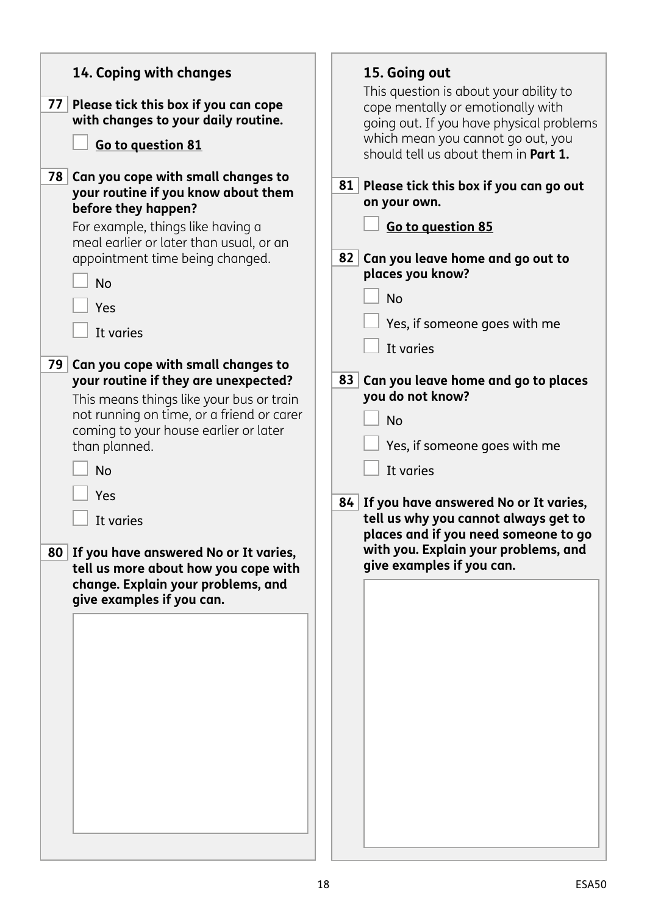## 14. Coping with changes

**77** **Please tick this box if you can cope with changes to your daily routine.**

☐ **Go to question 81**

**78** **Can you cope with small changes to your routine if you know about them before they happen?**

For example, things like having a meal earlier or later than usual, or an appointment time being changed.

☐ No

☐ Yes

☐ It varies

**79** **Can you cope with small changes to your routine if they are unexpected?**

This means things like your bus or train not running on time, or a friend or carer coming to your house earlier or later than planned.

☐ No

☐ Yes

☐ It varies

**80** **If you have answered No or It varies, tell us more about how you cope with change. Explain your problems, and give examples if you can.**

## 15. Going out

This question is about your ability to cope mentally or emotionally with going out. If you have physical problems which mean you cannot go out, you should tell us about them in **Part 1.**

**81** **Please tick this box if you can go out on your own.**

☐ **Go to question 85**

**82** **Can you leave home and go out to places you know?**

☐ No

☐ Yes, if someone goes with me

☐ It varies

**83** **Can you leave home and go to places you do not know?**

☐ No

☐ Yes, if someone goes with me

☐ It varies

**84** **If you have answered No or It varies, tell us why you cannot always get to places and if you need someone to go with you. Explain your problems, and give examples if you can.**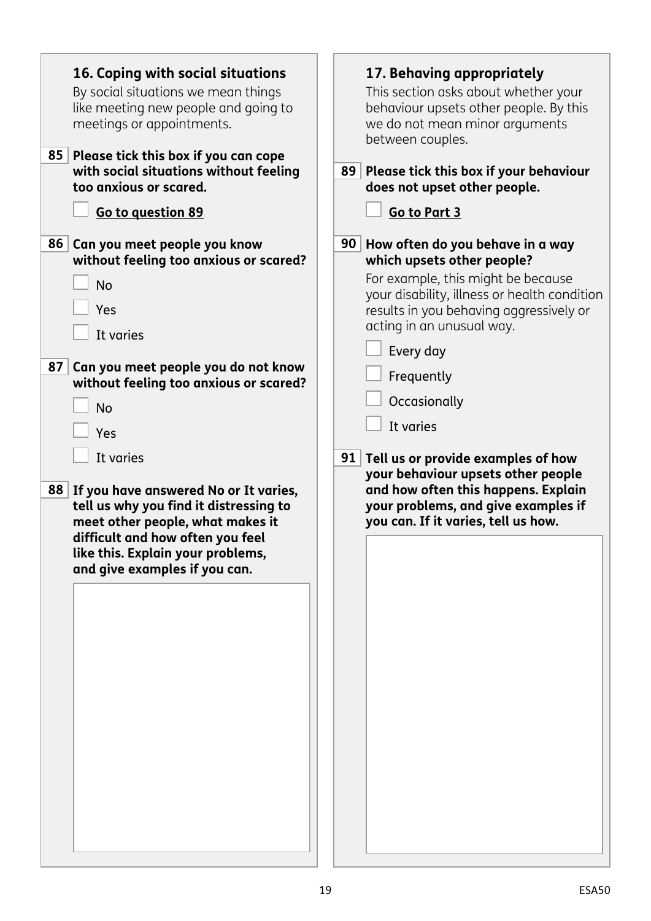## 16. Coping with social situations

By social situations we mean things like meeting new people and going to meetings or appointments.

**85** **Please tick this box if you can cope with social situations without feeling too anxious or scared.**

☐ **Go to question 89**

**86** **Can you meet people you know without feeling too anxious or scared?**

☐ No

☐ Yes

☐ It varies

**87** **Can you meet people you do not know without feeling too anxious or scared?**

☐ No

☐ Yes

☐ It varies

**88** **If you have answered No or It varies, tell us why you find it distressing to meet other people, what makes it difficult and how often you feel like this. Explain your problems, and give examples if you can.**

## 17. Behaving appropriately

This section asks about whether your behaviour upsets other people. By this we do not mean minor arguments between couples.

**89** **Please tick this box if your behaviour does not upset other people.**

☐ **Go to Part 3**

**90** **How often do you behave in a way which upsets other people?**

For example, this might be because your disability, illness or health condition results in you behaving aggressively or acting in an unusual way.

☐ Every day

☐ Frequently

☐ Occasionally

☐ It varies

**91** **Tell us or provide examples of how your behaviour upsets other people and how often this happens. Explain your problems, and give examples if you can. If it varies, tell us how.**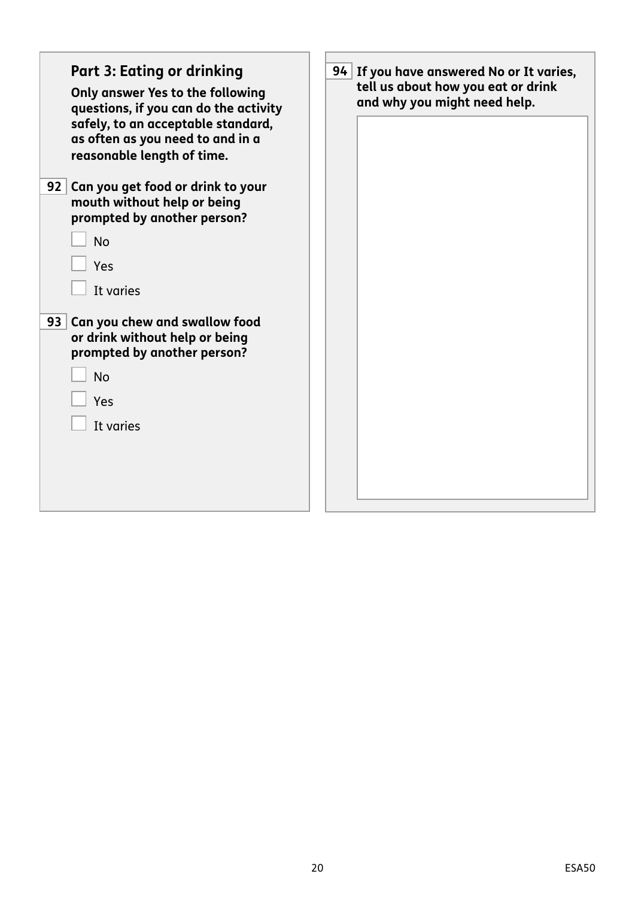## Part 3: Eating or drinking

**Only answer Yes to the following questions, if you can do the activity safely, to an acceptable standard, as often as you need to and in a reasonable length of time.**

**92 Can you get food or drink to your mouth without help or being prompted by another person?**

- [ ] No
- [ ] Yes
- [ ] It varies

**93 Can you chew and swallow food or drink without help or being prompted by another person?**

- [ ] No
- [ ] Yes
- [ ] It varies

**94 If you have answered No or It varies, tell us about how you eat or drink and why you might need help.**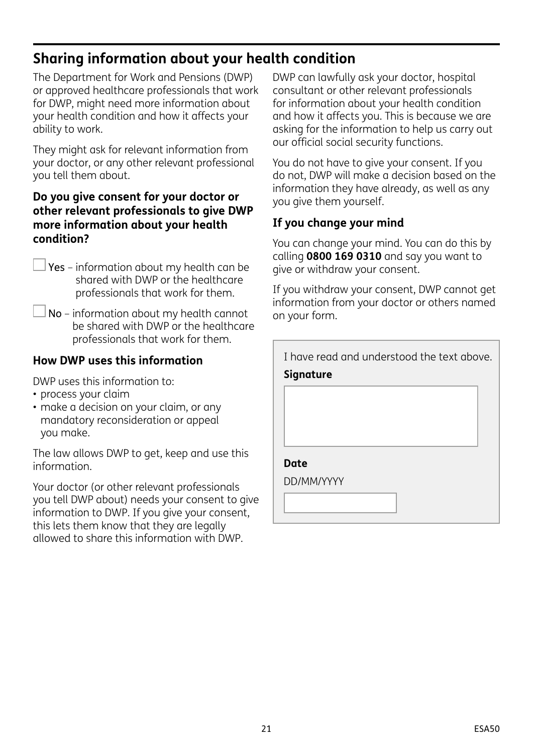## Sharing information about your health condition

The Department for Work and Pensions (DWP) or approved healthcare professionals that work for DWP, might need more information about your health condition and how it affects your ability to work.

They might ask for relevant information from your doctor, or any other relevant professional you tell them about.

**Do you give consent for your doctor or other relevant professionals to give DWP more information about your health condition?**

☐ Yes – information about my health can be shared with DWP or the healthcare professionals that work for them.

☐ No – information about my health cannot be shared with DWP or the healthcare professionals that work for them.

### How DWP uses this information

DWP uses this information to:

- process your claim
- make a decision on your claim, or any mandatory reconsideration or appeal you make.

The law allows DWP to get, keep and use this information.

Your doctor (or other relevant professionals you tell DWP about) needs your consent to give information to DWP. If you give your consent, this lets them know that they are legally allowed to share this information with DWP.

DWP can lawfully ask your doctor, hospital consultant or other relevant professionals for information about your health condition and how it affects you. This is because we are asking for the information to help us carry out our official social security functions.

You do not have to give your consent. If you do not, DWP will make a decision based on the information they have already, as well as any you give them yourself.

### If you change your mind

You can change your mind. You can do this by calling **0800 169 0310** and say you want to give or withdraw your consent.

If you withdraw your consent, DWP cannot get information from your doctor or others named on your form.

I have read and understood the text above.

**Signature**

**Date**

DD/MM/YYYY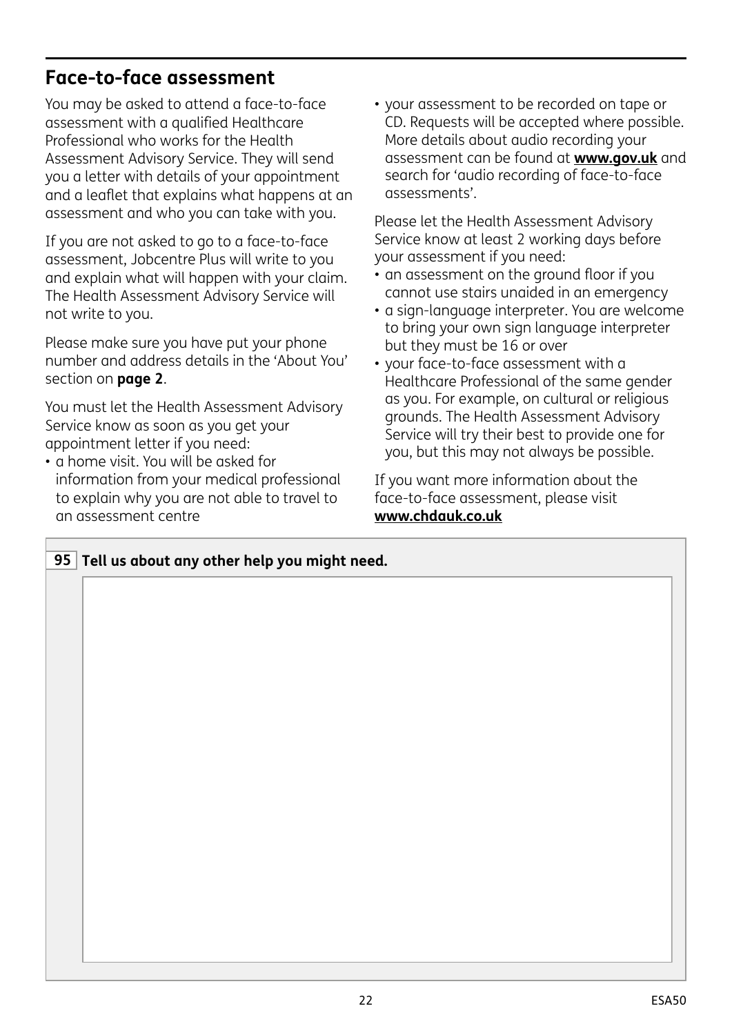## Face-to-face assessment

You may be asked to attend a face-to-face assessment with a qualified Healthcare Professional who works for the Health Assessment Advisory Service. They will send you a letter with details of your appointment and a leaflet that explains what happens at an assessment and who you can take with you.

If you are not asked to go to a face-to-face assessment, Jobcentre Plus will write to you and explain what will happen with your claim. The Health Assessment Advisory Service will not write to you.

Please make sure you have put your phone number and address details in the 'About You' section on **page 2**.

You must let the Health Assessment Advisory Service know as soon as you get your appointment letter if you need:

- a home visit. You will be asked for information from your medical professional to explain why you are not able to travel to an assessment centre
- your assessment to be recorded on tape or CD. Requests will be accepted where possible. More details about audio recording your assessment can be found at **www.gov.uk** and search for 'audio recording of face-to-face assessments'.

Please let the Health Assessment Advisory Service know at least 2 working days before your assessment if you need:

- an assessment on the ground floor if you cannot use stairs unaided in an emergency
- a sign-language interpreter. You are welcome to bring your own sign language interpreter but they must be 16 or over
- your face-to-face assessment with a Healthcare Professional of the same gender as you. For example, on cultural or religious grounds. The Health Assessment Advisory Service will try their best to provide one for you, but this may not always be possible.

If you want more information about the face-to-face assessment, please visit **www.chdauk.co.uk**

**95 Tell us about any other help you might need.**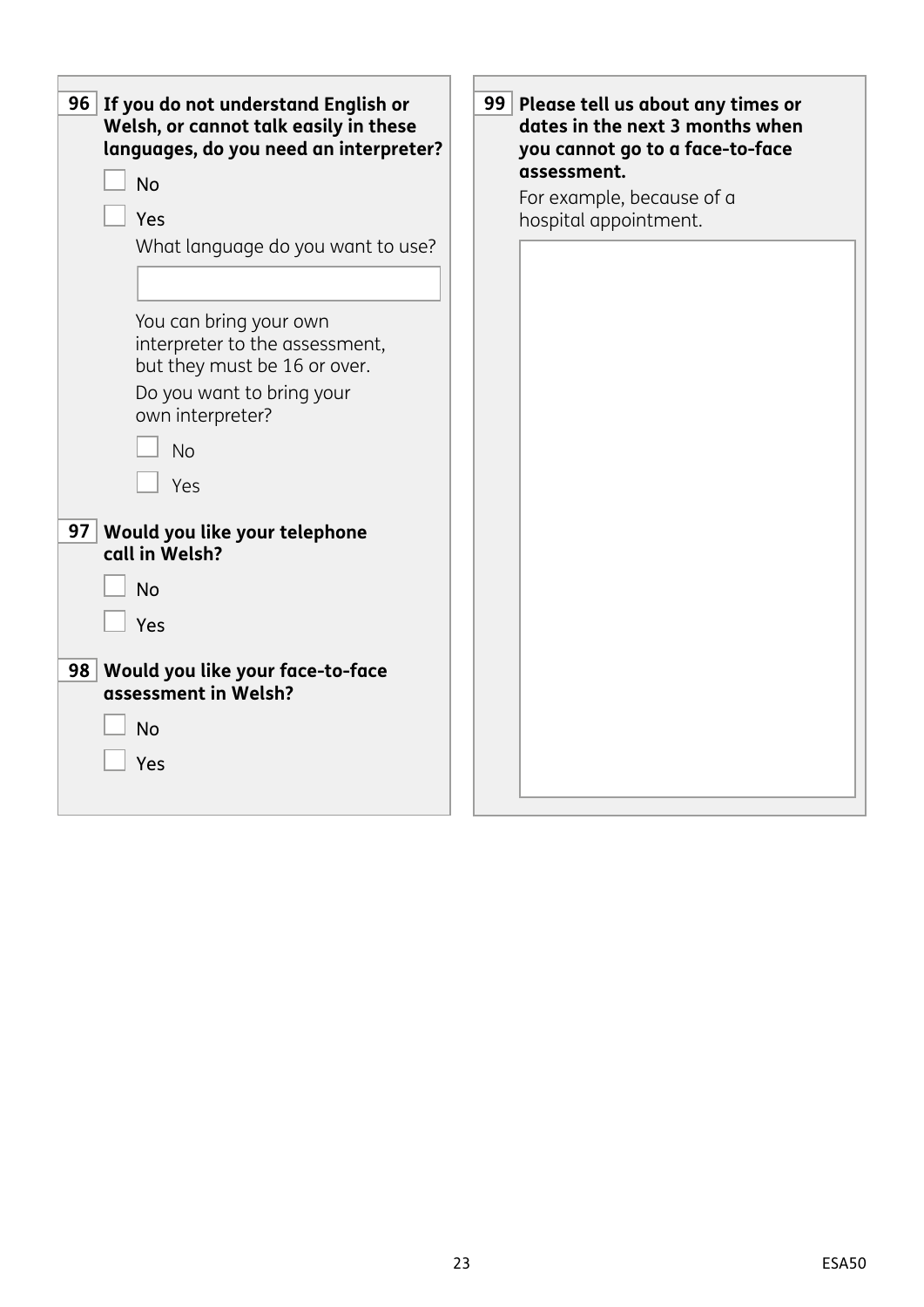**96** **If you do not understand English or Welsh, or cannot talk easily in these languages, do you need an interpreter?**

- [ ] No
- [ ] Yes

What language do you want to use?

You can bring your own interpreter to the assessment, but they must be 16 or over.

Do you want to bring your own interpreter?

- [ ] No
- [ ] Yes

**97** **Would you like your telephone call in Welsh?**

- [ ] No
- [ ] Yes

**98** **Would you like your face-to-face assessment in Welsh?**

- [ ] No
- [ ] Yes

**99** **Please tell us about any times or dates in the next 3 months when you cannot go to a face-to-face assessment.**

For example, because of a hospital appointment.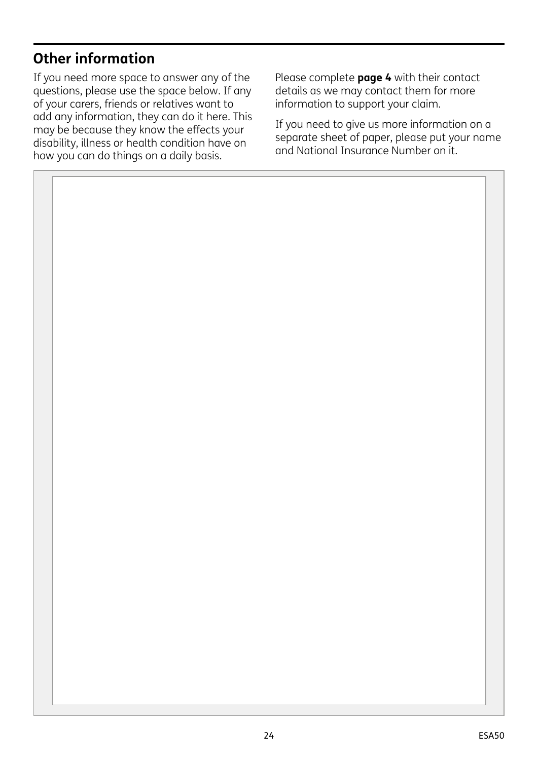## Other information

If you need more space to answer any of the questions, please use the space below. If any of your carers, friends or relatives want to add any information, they can do it here. This may be because they know the effects your disability, illness or health condition have on how you can do things on a daily basis.

Please complete **page 4** with their contact details as we may contact them for more information to support your claim.

If you need to give us more information on a separate sheet of paper, please put your name and National Insurance Number on it.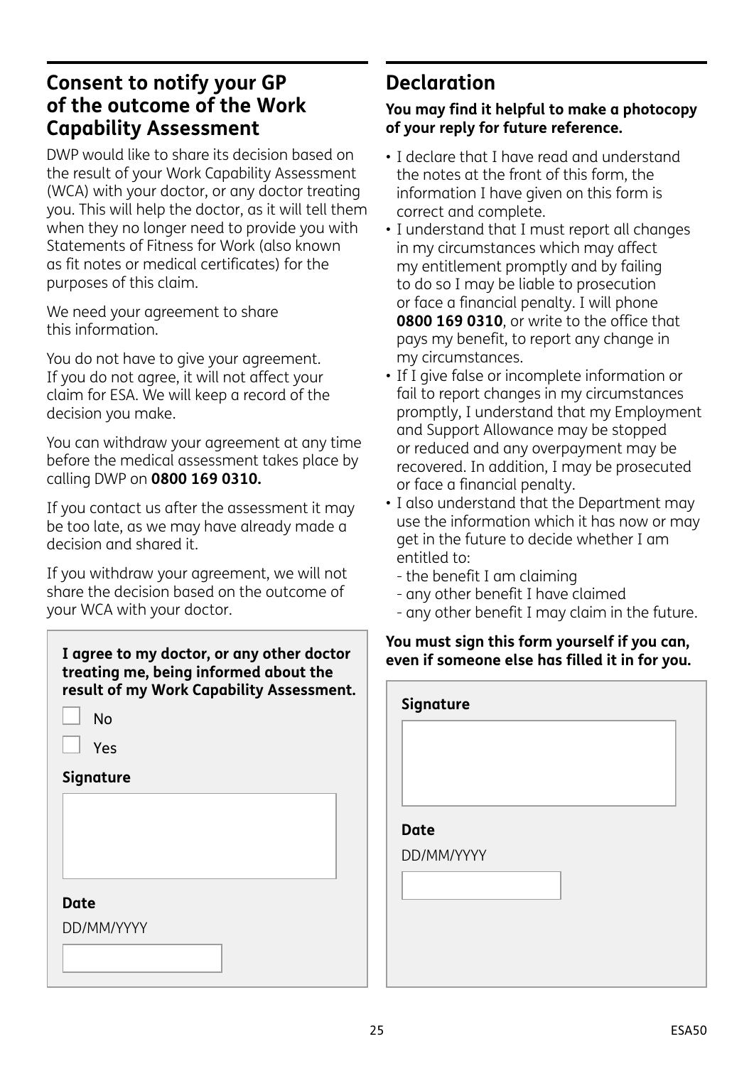## Consent to notify your GP of the outcome of the Work Capability Assessment

DWP would like to share its decision based on the result of your Work Capability Assessment (WCA) with your doctor, or any doctor treating you. This will help the doctor, as it will tell them when they no longer need to provide you with Statements of Fitness for Work (also known as fit notes or medical certificates) for the purposes of this claim.

We need your agreement to share this information.

You do not have to give your agreement. If you do not agree, it will not affect your claim for ESA. We will keep a record of the decision you make.

You can withdraw your agreement at any time before the medical assessment takes place by calling DWP on **0800 169 0310.**

If you contact us after the assessment it may be too late, as we may have already made a decision and shared it.

If you withdraw your agreement, we will not share the decision based on the outcome of your WCA with your doctor.

**I agree to my doctor, or any other doctor treating me, being informed about the result of my Work Capability Assessment.**

☐ No

☐ Yes

**Signature**

**Date**

DD/MM/YYYY

## Declaration

**You may find it helpful to make a photocopy of your reply for future reference.**

- I declare that I have read and understand the notes at the front of this form, the information I have given on this form is correct and complete.
- I understand that I must report all changes in my circumstances which may affect my entitlement promptly and by failing to do so I may be liable to prosecution or face a financial penalty. I will phone **0800 169 0310**, or write to the office that pays my benefit, to report any change in my circumstances.
- If I give false or incomplete information or fail to report changes in my circumstances promptly, I understand that my Employment and Support Allowance may be stopped or reduced and any overpayment may be recovered. In addition, I may be prosecuted or face a financial penalty.
- I also understand that the Department may use the information which it has now or may get in the future to decide whether I am entitled to:
  - the benefit I am claiming
  - any other benefit I have claimed
  - any other benefit I may claim in the future.

**You must sign this form yourself if you can, even if someone else has filled it in for you.**

**Signature**

**Date**

DD/MM/YYYY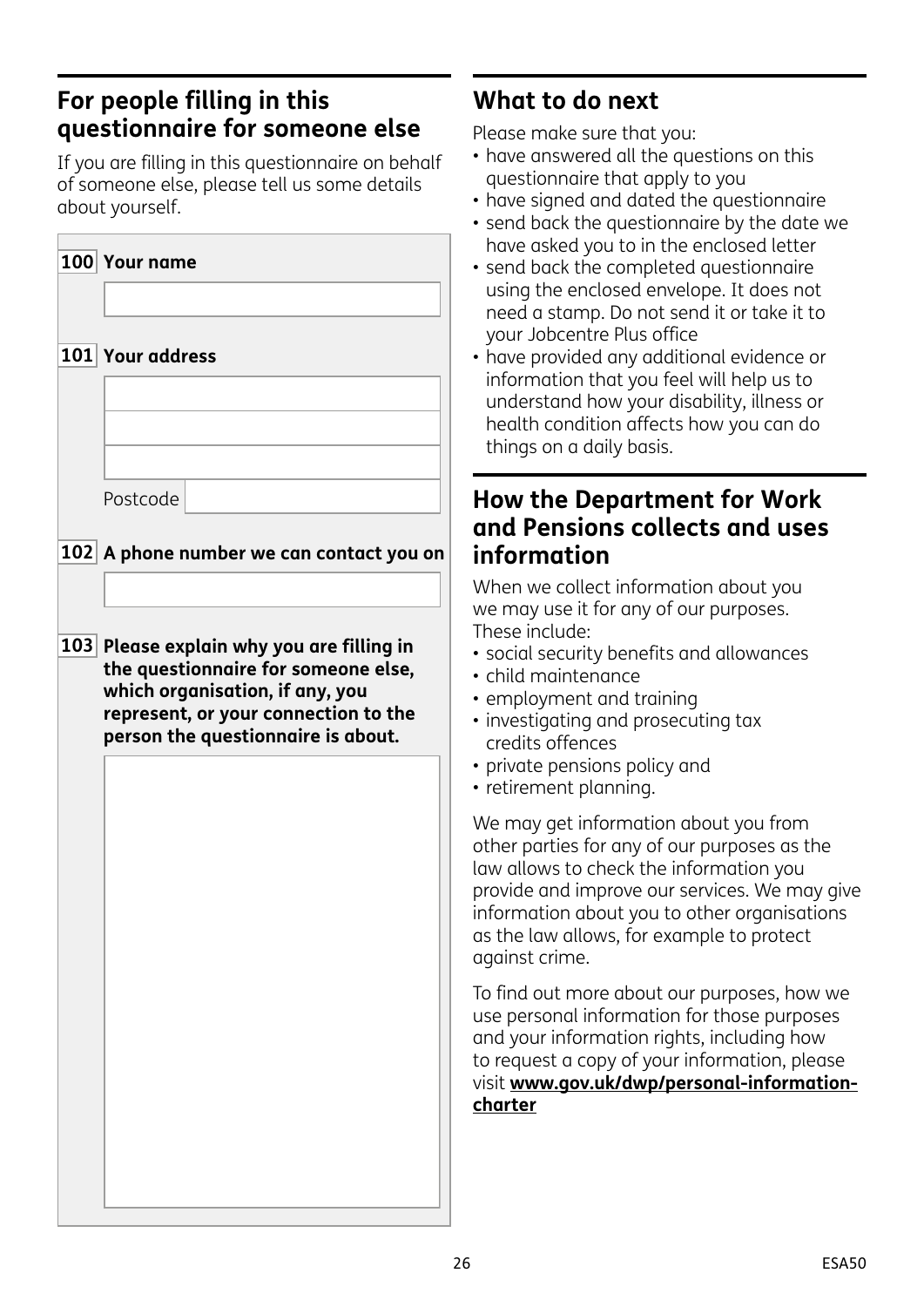## For people filling in this questionnaire for someone else

If you are filling in this questionnaire on behalf of someone else, please tell us some details about yourself.

**100 Your name**

**101 Your address**

Postcode

**102 A phone number we can contact you on**

**103 Please explain why you are filling in the questionnaire for someone else, which organisation, if any, you represent, or your connection to the person the questionnaire is about.**

## What to do next

Please make sure that you:

- have answered all the questions on this questionnaire that apply to you
- have signed and dated the questionnaire
- send back the questionnaire by the date we have asked you to in the enclosed letter
- send back the completed questionnaire using the enclosed envelope. It does not need a stamp. Do not send it or take it to your Jobcentre Plus office
- have provided any additional evidence or information that you feel will help us to understand how your disability, illness or health condition affects how you can do things on a daily basis.

## How the Department for Work and Pensions collects and uses information

When we collect information about you we may use it for any of our purposes. These include:

- social security benefits and allowances
- child maintenance
- employment and training
- investigating and prosecuting tax credits offences
- private pensions policy and
- retirement planning.

We may get information about you from other parties for any of our purposes as the law allows to check the information you provide and improve our services. We may give information about you to other organisations as the law allows, for example to protect against crime.

To find out more about our purposes, how we use personal information for those purposes and your information rights, including how to request a copy of your information, please visit **www.gov.uk/dwp/personal-information-charter**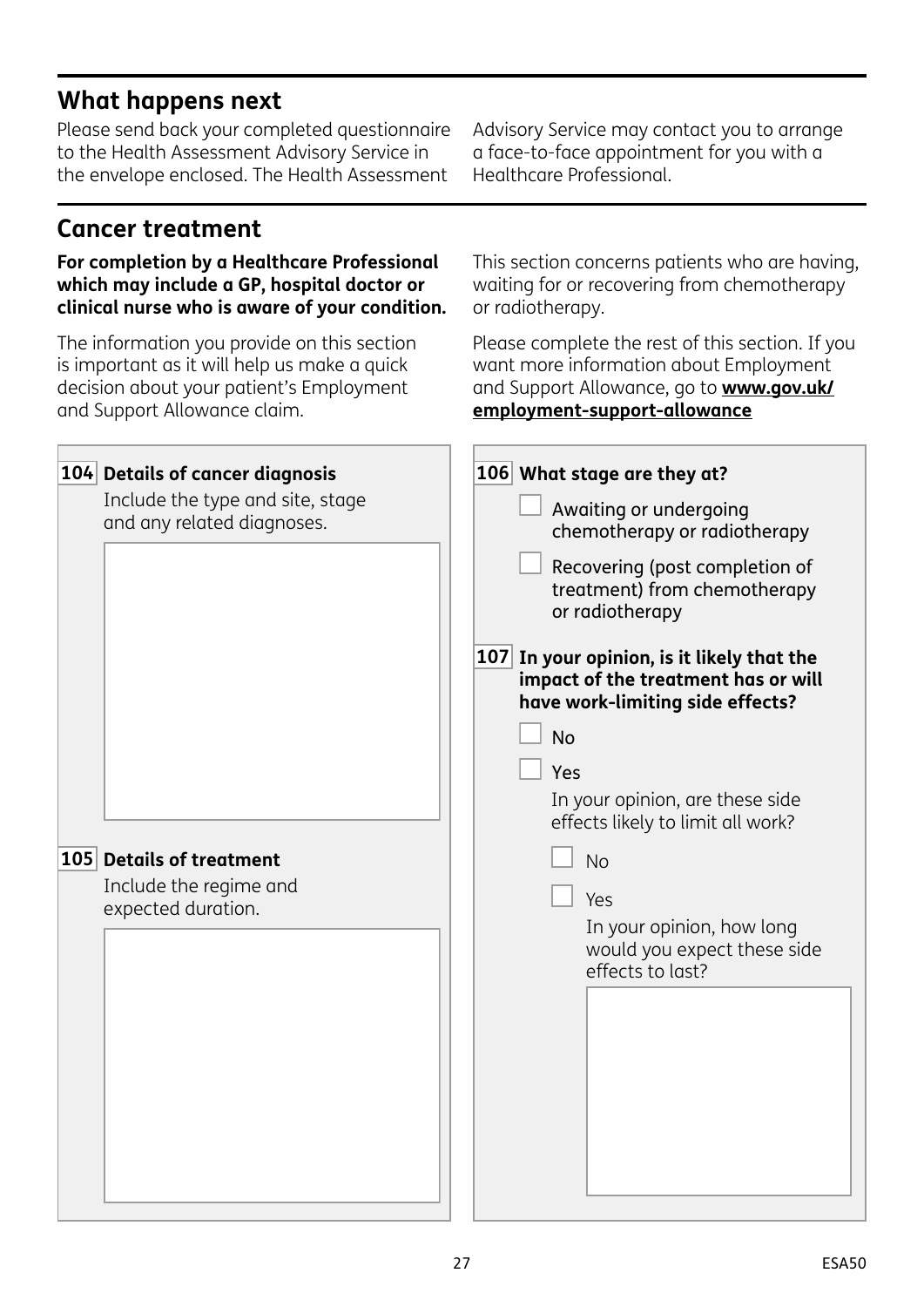## What happens next

Please send back your completed questionnaire to the Health Assessment Advisory Service in the envelope enclosed. The Health Assessment Advisory Service may contact you to arrange a face-to-face appointment for you with a Healthcare Professional.

## Cancer treatment

**For completion by a Healthcare Professional which may include a GP, hospital doctor or clinical nurse who is aware of your condition.**

The information you provide on this section is important as it will help us make a quick decision about your patient's Employment and Support Allowance claim.

This section concerns patients who are having, waiting for or recovering from chemotherapy or radiotherapy.

Please complete the rest of this section. If you want more information about Employment and Support Allowance, go to **www.gov.uk/employment-support-allowance**

**104 Details of cancer diagnosis**

Include the type and site, stage and any related diagnoses.

**105 Details of treatment**

Include the regime and expected duration.

**106 What stage are they at?**

- ☐ Awaiting or undergoing chemotherapy or radiotherapy
- ☐ Recovering (post completion of treatment) from chemotherapy or radiotherapy

**107 In your opinion, is it likely that the impact of the treatment has or will have work-limiting side effects?**

- ☐ No
- ☐ Yes

  In your opinion, are these side effects likely to limit all work?

  - ☐ No
  - ☐ Yes

    In your opinion, how long would you expect these side effects to last?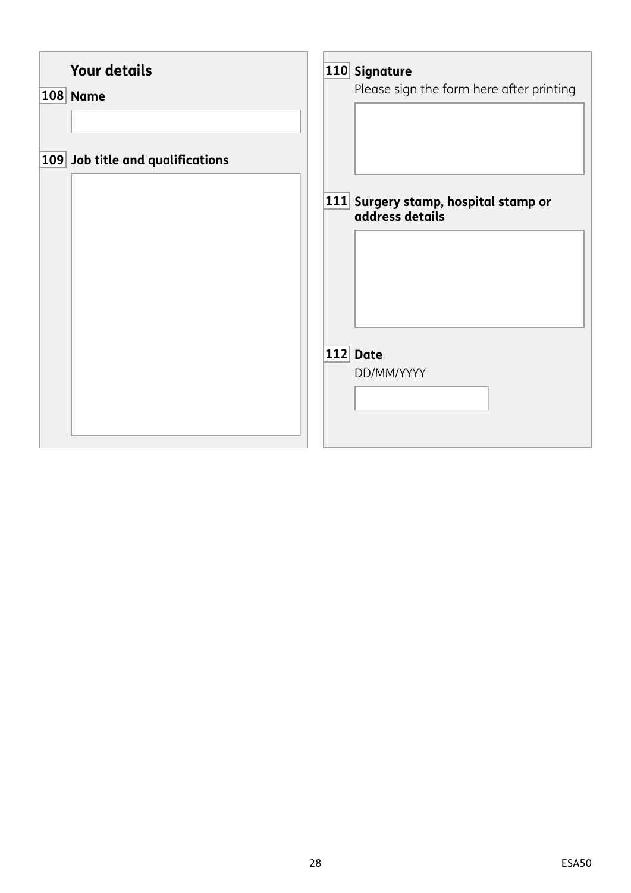## Your details

**108 Name**

**109 Job title and qualifications**

**110 Signature**

Please sign the form here after printing

**111 Surgery stamp, hospital stamp or address details**

**112 Date**

DD/MM/YYYY